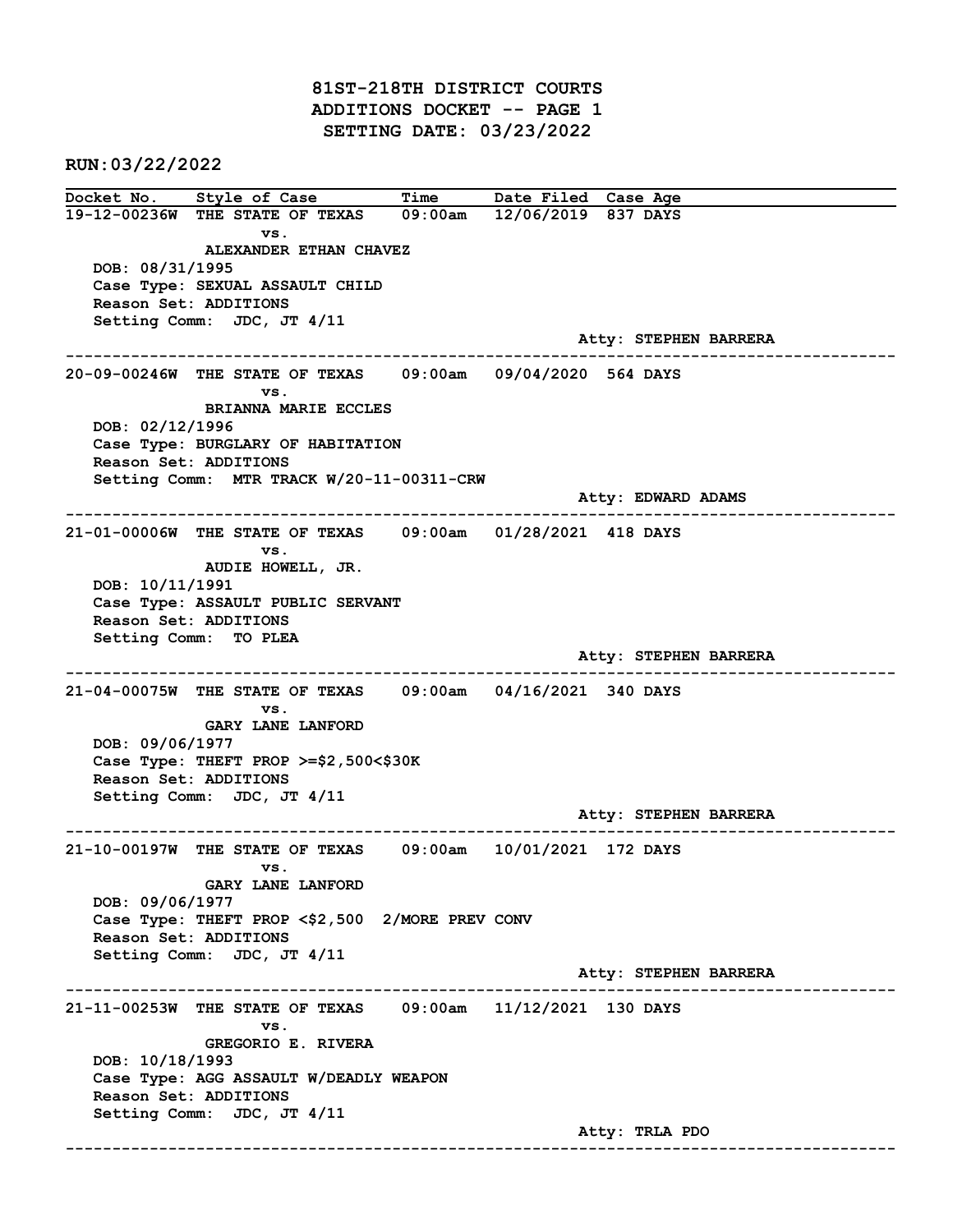# 81ST-218TH DISTRICT COURTS
## ADDITIONS DOCKET -- PAGE 1
## SETTING DATE: 03/23/2022

RUN:03/22/2022

| Docket No. | Style of Case | Time | Date Filed | Case Age |
|---|---|---|---|---|

---

**19-12-00236W** THE STATE OF TEXAS vs. ALEXANDER ETHAN CHAVEZ — 09:00am — 12/06/2019 — 837 DAYS

DOB: 08/31/1995
Case Type: SEXUAL ASSAULT CHILD
Reason Set: ADDITIONS
Setting Comm: JDC, JT 4/11
Atty: STEPHEN BARRERA

---

**20-09-00246W** THE STATE OF TEXAS vs. BRIANNA MARIE ECCLES — 09:00am — 09/04/2020 — 564 DAYS

DOB: 02/12/1996
Case Type: BURGLARY OF HABITATION
Reason Set: ADDITIONS
Setting Comm: MTR TRACK W/20-11-00311-CRW
Atty: EDWARD ADAMS

---

**21-01-00006W** THE STATE OF TEXAS vs. AUDIE HOWELL, JR. — 09:00am — 01/28/2021 — 418 DAYS

DOB: 10/11/1991
Case Type: ASSAULT PUBLIC SERVANT
Reason Set: ADDITIONS
Setting Comm: TO PLEA
Atty: STEPHEN BARRERA

---

**21-04-00075W** THE STATE OF TEXAS vs. GARY LANE LANFORD — 09:00am — 04/16/2021 — 340 DAYS

DOB: 09/06/1977
Case Type: THEFT PROP >=$2,500<$30K
Reason Set: ADDITIONS
Setting Comm: JDC, JT 4/11
Atty: STEPHEN BARRERA

---

**21-10-00197W** THE STATE OF TEXAS vs. GARY LANE LANFORD — 09:00am — 10/01/2021 — 172 DAYS

DOB: 09/06/1977
Case Type: THEFT PROP <$2,500 2/MORE PREV CONV
Reason Set: ADDITIONS
Setting Comm: JDC, JT 4/11
Atty: STEPHEN BARRERA

---

**21-11-00253W** THE STATE OF TEXAS vs. GREGORIO E. RIVERA — 09:00am — 11/12/2021 — 130 DAYS

DOB: 10/18/1993
Case Type: AGG ASSAULT W/DEADLY WEAPON
Reason Set: ADDITIONS
Setting Comm: JDC, JT 4/11
Atty: TRLA PDO

---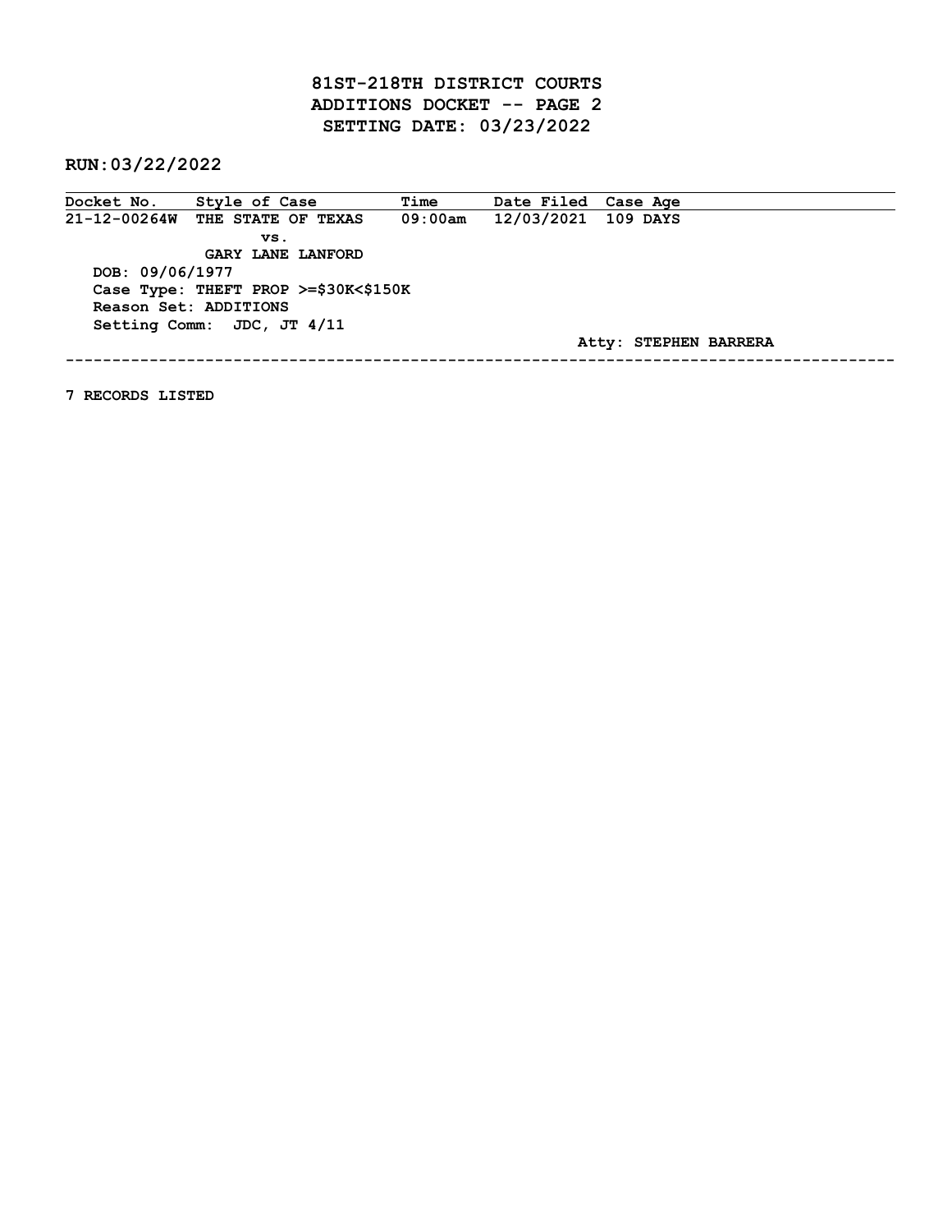**81ST-218TH DISTRICT COURTS**
**ADDITIONS DOCKET -- PAGE 2**
**SETTING DATE: 03/23/2022**

**RUN:03/22/2022**

| Docket No. | Style of Case | Time | Date Filed | Case Age |
|---|---|---|---|---|
| 21-12-00264W | THE STATE OF TEXAS vs. GARY LANE LANFORD | 09:00am | 12/03/2021 | 109 DAYS |

DOB: 09/06/1977
Case Type: THEFT PROP >=$30K<$150K
Reason Set: ADDITIONS
Setting Comm: JDC, JT 4/11
Atty: STEPHEN BARRERA

---

7 RECORDS LISTED